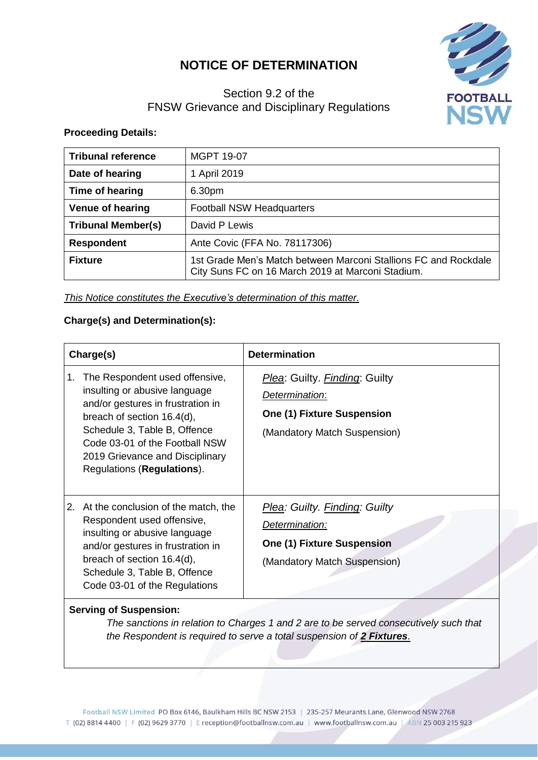# NOTICE OF DETERMINATION

Section 9.2 of the
FNSW Grievance and Disciplinary Regulations

**Proceeding Details:**

| **Tribunal reference** | MGPT 19-07 |
|---|---|
| **Date of hearing** | 1 April 2019 |
| **Time of hearing** | 6.30pm |
| **Venue of hearing** | Football NSW Headquarters |
| **Tribunal Member(s)** | David P Lewis |
| **Respondent** | Ante Covic (FFA No. 78117306) |
| **Fixture** | 1st Grade Men's Match between Marconi Stallions FC and Rockdale City Suns FC on 16 March 2019 at Marconi Stadium. |

*This Notice constitutes the Executive's determination of this matter.*

**Charge(s) and Determination(s):**

| **Charge(s)** | **Determination** |
|---|---|
| 1. The Respondent used offensive, insulting or abusive language and/or gestures in frustration in breach of section 16.4(d), Schedule 3, Table B, Offence Code 03-01 of the Football NSW 2019 Grievance and Disciplinary Regulations (**Regulations**). | *Plea*: Guilty. *Finding*: Guilty<br>*Determination*:<br>**One (1) Fixture Suspension**<br>(Mandatory Match Suspension) |
| 2. At the conclusion of the match, the Respondent used offensive, insulting or abusive language and/or gestures in frustration in breach of section 16.4(d), Schedule 3, Table B, Offence Code 03-01 of the Regulations | *Plea: Guilty. Finding: Guilty*<br>*Determination:*<br>**One (1) Fixture Suspension**<br>(Mandatory Match Suspension) |

**Serving of Suspension:**

*The sanctions in relation to Charges 1 and 2 are to be served consecutively such that the Respondent is required to serve a total suspension of **2 Fixtures**.*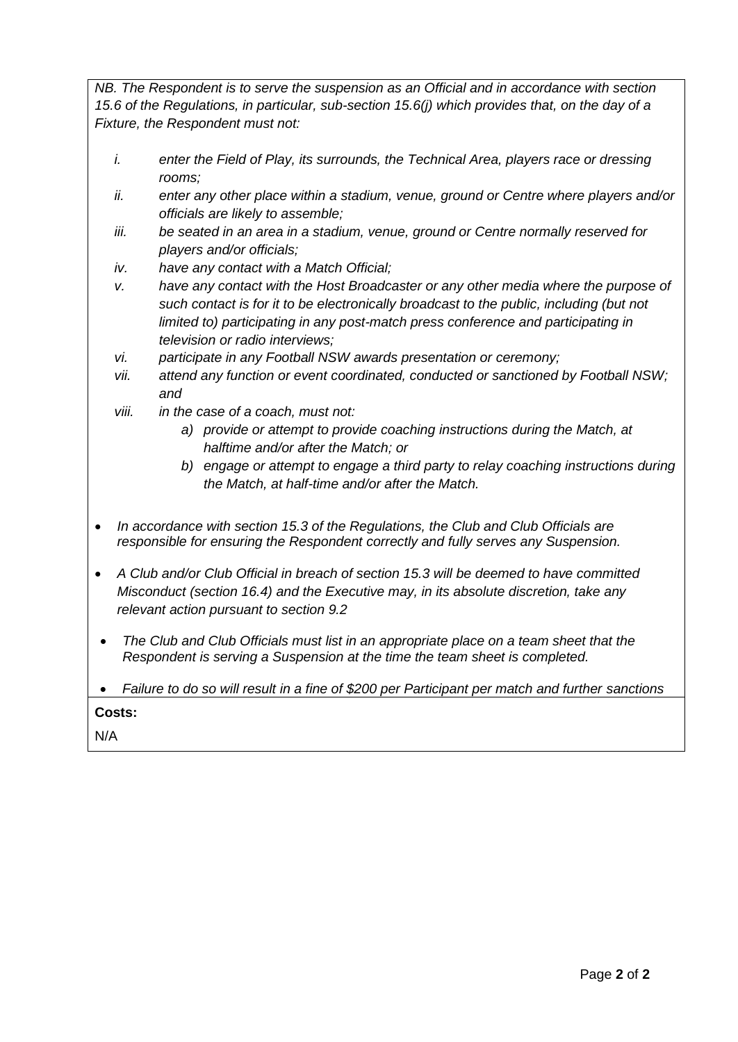*NB. The Respondent is to serve the suspension as an Official and in accordance with section 15.6 of the Regulations, in particular, sub-section 15.6(j) which provides that, on the day of a Fixture, the Respondent must not:*

- *i. enter the Field of Play, its surrounds, the Technical Area, players race or dressing rooms;*
- *ii. enter any other place within a stadium, venue, ground or Centre where players and/or officials are likely to assemble;*
- *iii. be seated in an area in a stadium, venue, ground or Centre normally reserved for players and/or officials;*
- *iv. have any contact with a Match Official;*
- *v. have any contact with the Host Broadcaster or any other media where the purpose of such contact is for it to be electronically broadcast to the public, including (but not limited to) participating in any post-match press conference and participating in television or radio interviews;*
- *vi. participate in any Football NSW awards presentation or ceremony;*
- *vii. attend any function or event coordinated, conducted or sanctioned by Football NSW; and*
- *viii. in the case of a coach, must not:*
  - *a) provide or attempt to provide coaching instructions during the Match, at halftime and/or after the Match; or*
  - *b) engage or attempt to engage a third party to relay coaching instructions during the Match, at half-time and/or after the Match.*

- *In accordance with section 15.3 of the Regulations, the Club and Club Officials are responsible for ensuring the Respondent correctly and fully serves any Suspension.*
- *A Club and/or Club Official in breach of section 15.3 will be deemed to have committed Misconduct (section 16.4) and the Executive may, in its absolute discretion, take any relevant action pursuant to section 9.2*
- *The Club and Club Officials must list in an appropriate place on a team sheet that the Respondent is serving a Suspension at the time the team sheet is completed.*
- *Failure to do so will result in a fine of $200 per Participant per match and further sanctions*

**Costs:**

N/A